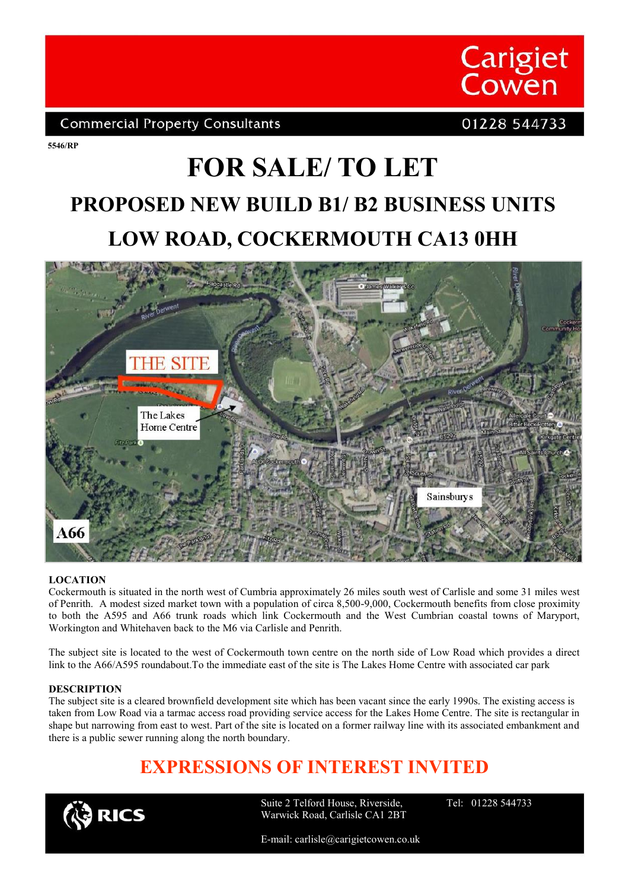Carigiet Cowen

Commercial Property Consultants 01228 544733

5546/RP

# FOR SALE/ TO LET

## PROPOSED NEW BUILD B1/ B2 BUSINESS UNITS

## LOW ROAD, COCKERMOUTH CA13 0HH

**LOCATION**

Cockermouth is situated in the north west of Cumbria approximately 26 miles south west of Carlisle and some 31 miles west of Penrith. A modest sized market town with a population of circa 8,500-9,000, Cockermouth benefits from close proximity to both the A595 and A66 trunk roads which link Cockermouth and the West Cumbrian coastal towns of Maryport, Workington and Whitehaven back to the M6 via Carlisle and Penrith.

The subject site is located to the west of Cockermouth town centre on the north side of Low Road which provides a direct link to the A66/A595 roundabout.To the immediate east of the site is The Lakes Home Centre with associated car park

**DESCRIPTION**

The subject site is a cleared brownfield development site which has been vacant since the early 1990s. The existing access is taken from Low Road via a tarmac access road providing service access for the Lakes Home Centre. The site is rectangular in shape but narrowing from east to west. Part of the site is located on a former railway line with its associated embankment and there is a public sewer running along the north boundary.

## EXPRESSIONS OF INTEREST INVITED

RICS

Suite 2 Telford House, Riverside, Warwick Road, Carlisle CA1 2BT

Tel: 01228 544733

E-mail: carlisle@carigietcowen.co.uk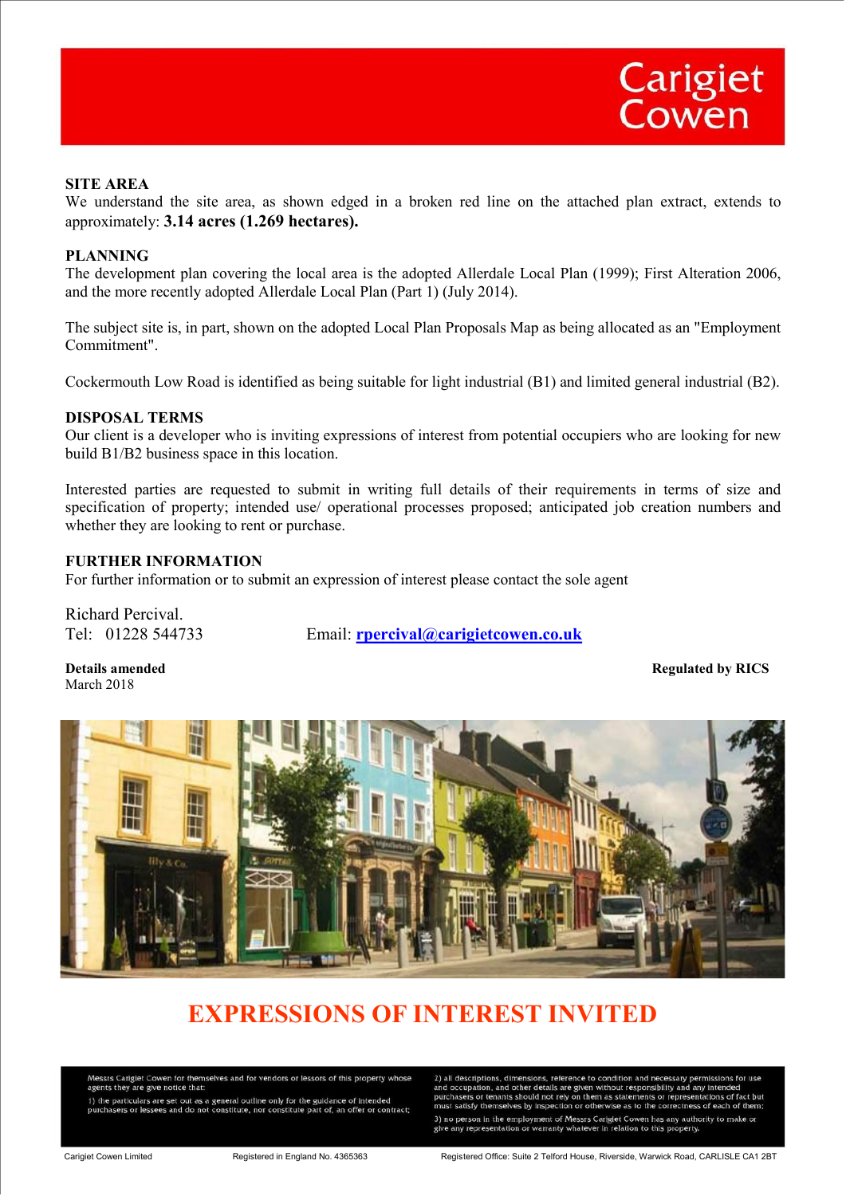## SITE AREA

We understand the site area, as shown edged in a broken red line on the attached plan extract, extends to approximately: **3.14 acres (1.269 hectares).**

## PLANNING

The development plan covering the local area is the adopted Allerdale Local Plan (1999); First Alteration 2006, and the more recently adopted Allerdale Local Plan (Part 1) (July 2014).

The subject site is, in part, shown on the adopted Local Plan Proposals Map as being allocated as an "Employment Commitment".

Cockermouth Low Road is identified as being suitable for light industrial (B1) and limited general industrial (B2).

## DISPOSAL TERMS

Our client is a developer who is inviting expressions of interest from potential occupiers who are looking for new build B1/B2 business space in this location.

Interested parties are requested to submit in writing full details of their requirements in terms of size and specification of property; intended use/ operational processes proposed; anticipated job creation numbers and whether they are looking to rent or purchase.

## FURTHER INFORMATION

For further information or to submit an expression of interest please contact the sole agent

Richard Percival.
Tel: 01228 544733 Email: **rpercival@carigietcowen.co.uk**

**Details amended**
March 2018

**Regulated by RICS**

# EXPRESSIONS OF INTEREST INVITED

Messrs Carigiet Cowen for themselves and for vendors or lessors of this property whose agents they are give notice that:

1) the particulars are set out as a general outline only for the guidance of intended purchasers or lessees and do not constitute, nor constitute part of, an offer or contract;

2) all descriptions, dimensions, reference to condition and necessary permissions for use and occupation, and other details are given without responsibility and any intended purchasers or tenants should not rely on them as statements or representations of fact but must satisfy themselves by inspection or otherwise as to the correctness of each of them;

3) no person in the employment of Messrs Carigiet Cowen has any authority to make or give any representation or warranty whatever in relation to this property.

Carigiet Cowen Limited Registered in England No. 4365363 Registered Office: Suite 2 Telford House, Riverside, Warwick Road, CARLISLE CA1 2BT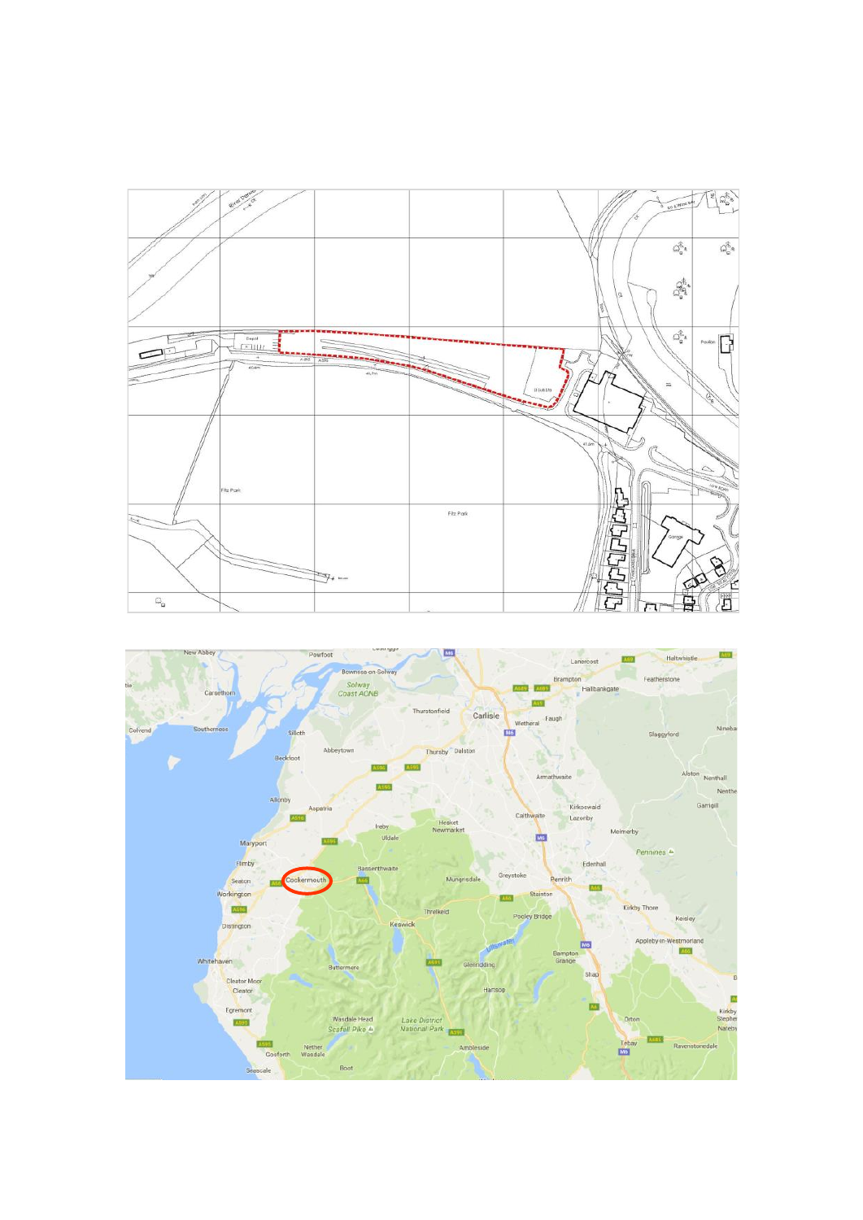River Derwent

Depot

A 66

404m

El Sub Sta

Pavilion

Fitz Park

Fitz Park

Garage

Powfoot

New Abbey

Bowness-on-Solway

Solway Coast AONB

Carsethorn

Southerness

Colvend

Silloth

Beckfoot

Abbeytown

Thurstonfield

Carlisle

Wetheral

Faugh

Brampton

Hallbankgate

Lanercost

Haltwhistle

Featherstone

Slaggyford

Thursby

Dalston

Allonby

Aspatria

Ireby

Uldale

Hesket Newmarket

Armathwaite

Kirkoswald

Lazonby

Calthwaite

Alston

Nenthall

Garrigill

Maryport

Flimby

Seaton

Workington

Cockermouth

Bassenthwaite

Mungrisdale

Greystoke

Penrith

Edenhall

Melmerby

Pennines

Threlkeld

Keswick

Stainton

Pooley Bridge

Kirkby Thore

Distington

Whitehaven

Cleator Moor

Cleator

Egremont

Buttermere

Glenridding

Ullswater

Hartsop

Bampton Grange

Shap

Appleby-in-Westmorland

Wasdale Head

Scafell Pike

Lake District National Park

Nether Wasdale

Gosforth

Seascale

Boot

Ambleside

Orton

Tebay

Ravenstonedale

Kirkby Stephen

M6

A66

A595

A591

A596

A689

A69

A686

A685

A6